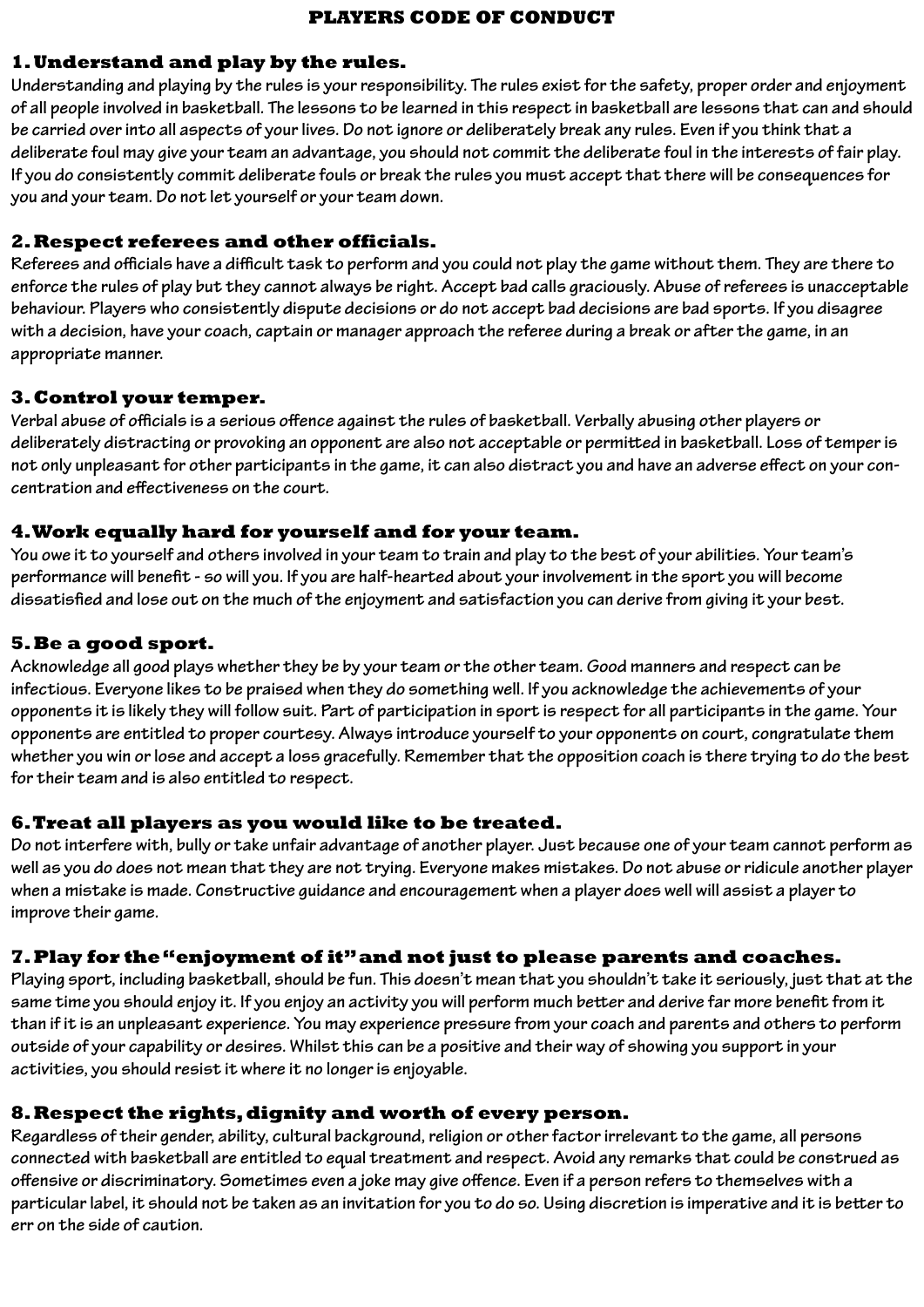# PLAYERS CODE OF CONDUCT

## 1. Understand and play by the rules.

Understanding and playing by the rules is your responsibility. The rules exist for the safety, proper order and enjoyment of all people involved in basketball. The lessons to be learned in this respect in basketball are lessons that can and should be carried over into all aspects of your lives. Do not ignore or deliberately break any rules. Even if you think that a deliberate foul may give your team an advantage, you should not commit the deliberate foul in the interests of fair play. If you do consistently commit deliberate fouls or break the rules you must accept that there will be consequences for you and your team. Do not let yourself or your team down.

## 2. Respect referees and other officials.

Referees and officials have a difficult task to perform and you could not play the game without them. They are there to enforce the rules of play but they cannot always be right. Accept bad calls graciously. Abuse of referees is unacceptable behaviour. Players who consistently dispute decisions or do not accept bad decisions are bad sports. If you disagree with a decision, have your coach, captain or manager approach the referee during a break or after the game, in an appropriate manner.

## 3. Control your temper.

Verbal abuse of officials is a serious offence against the rules of basketball. Verbally abusing other players or deliberately distracting or provoking an opponent are also not acceptable or permitted in basketball. Loss of temper is not only unpleasant for other participants in the game, it can also distract you and have an adverse effect on your concentration and effectiveness on the court.

## 4. Work equally hard for yourself and for your team.

You owe it to yourself and others involved in your team to train and play to the best of your abilities. Your team's performance will benefit - so will you. If you are half-hearted about your involvement in the sport you will become dissatisfied and lose out on the much of the enjoyment and satisfaction you can derive from giving it your best.

## 5. Be a good sport.

Acknowledge all good plays whether they be by your team or the other team. Good manners and respect can be infectious. Everyone likes to be praised when they do something well. If you acknowledge the achievements of your opponents it is likely they will follow suit. Part of participation in sport is respect for all participants in the game. Your opponents are entitled to proper courtesy. Always introduce yourself to your opponents on court, congratulate them whether you win or lose and accept a loss gracefully. Remember that the opposition coach is there trying to do the best for their team and is also entitled to respect.

## 6. Treat all players as you would like to be treated.

Do not interfere with, bully or take unfair advantage of another player. Just because one of your team cannot perform as well as you do does not mean that they are not trying. Everyone makes mistakes. Do not abuse or ridicule another player when a mistake is made. Constructive guidance and encouragement when a player does well will assist a player to improve their game.

## 7. Play for the "enjoyment of it" and not just to please parents and coaches.

Playing sport, including basketball, should be fun. This doesn't mean that you shouldn't take it seriously, just that at the same time you should enjoy it. If you enjoy an activity you will perform much better and derive far more benefit from it than if it is an unpleasant experience. You may experience pressure from your coach and parents and others to perform outside of your capability or desires. Whilst this can be a positive and their way of showing you support in your activities, you should resist it where it no longer is enjoyable.

## 8. Respect the rights, dignity and worth of every person.

Regardless of their gender, ability, cultural background, religion or other factor irrelevant to the game, all persons connected with basketball are entitled to equal treatment and respect. Avoid any remarks that could be construed as offensive or discriminatory. Sometimes even a joke may give offence. Even if a person refers to themselves with a particular label, it should not be taken as an invitation for you to do so. Using discretion is imperative and it is better to err on the side of caution.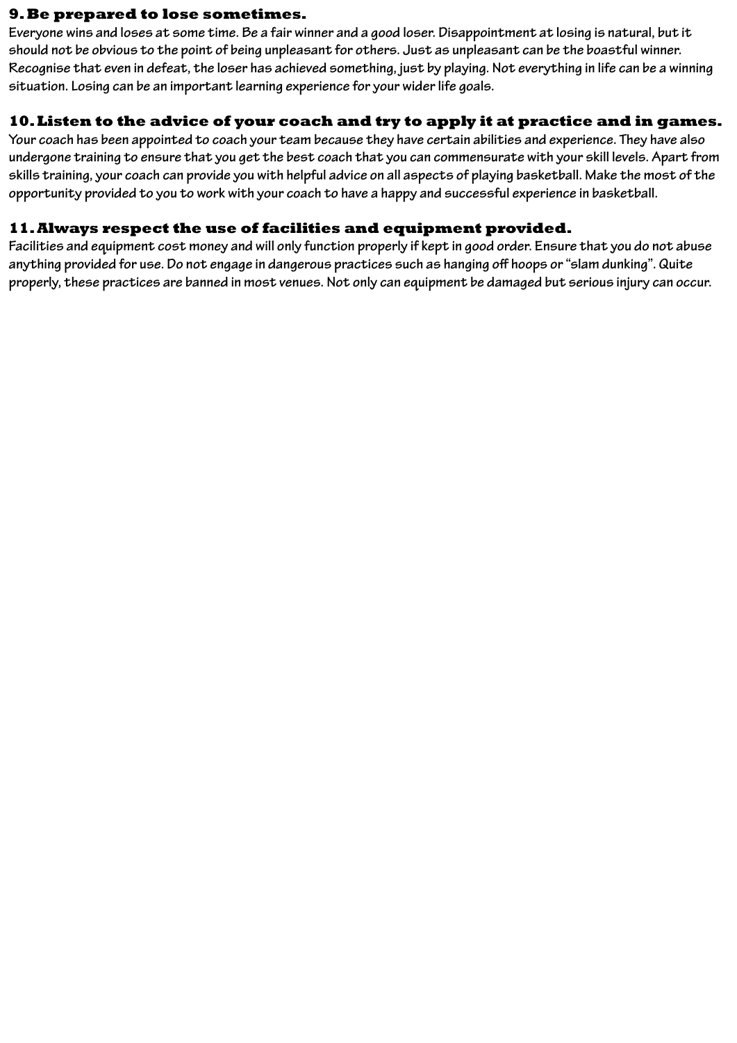### 9. Be prepared to lose sometimes.

Everyone wins and loses at some time. Be a fair winner and a good loser. Disappointment at losing is natural, but it should not be obvious to the point of being unpleasant for others. Just as unpleasant can be the boastful winner. Recognise that even in defeat, the loser has achieved something, just by playing. Not everything in life can be a winning situation. Losing can be an important learning experience for your wider life goals.

### 10. Listen to the advice of your coach and try to apply it at practice and in games.

Your coach has been appointed to coach your team because they have certain abilities and experience. They have also undergone training to ensure that you get the best coach that you can commensurate with your skill levels. Apart from skills training, your coach can provide you with helpful advice on all aspects of playing basketball. Make the most of the opportunity provided to you to work with your coach to have a happy and successful experience in basketball.

### 11. Always respect the use of facilities and equipment provided.

Facilities and equipment cost money and will only function properly if kept in good order. Ensure that you do not abuse anything provided for use. Do not engage in dangerous practices such as hanging off hoops or “slam dunking”. Quite properly, these practices are banned in most venues. Not only can equipment be damaged but serious injury can occur.